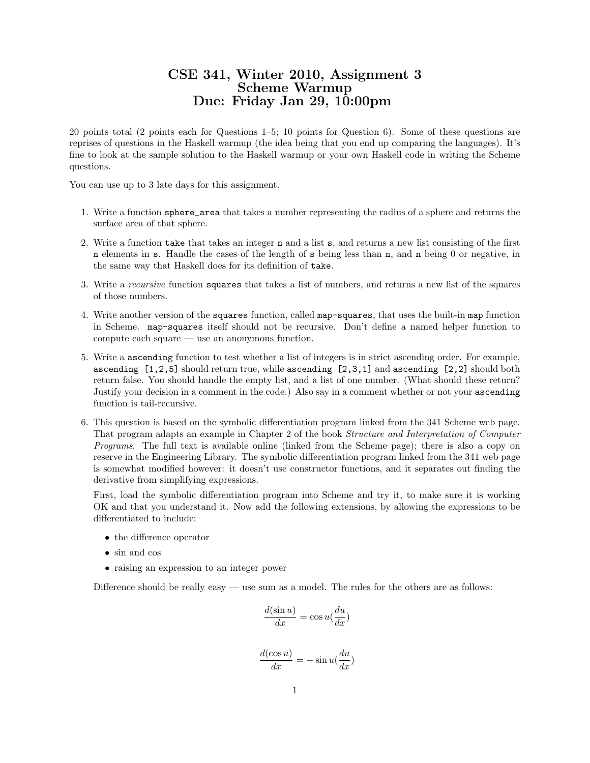# CSE 341, Winter 2010, Assignment 3
# Scheme Warmup
# Due: Friday Jan 29, 10:00pm

20 points total (2 points each for Questions 1–5; 10 points for Question 6). Some of these questions are reprises of questions in the Haskell warmup (the idea being that you end up comparing the languages). It's fine to look at the sample solution to the Haskell warmup or your own Haskell code in writing the Scheme questions.

You can use up to 3 late days for this assignment.

1. Write a function `sphere_area` that takes a number representing the radius of a sphere and returns the surface area of that sphere.

2. Write a function `take` that takes an integer `n` and a list `s`, and returns a new list consisting of the first `n` elements in `s`. Handle the cases of the length of `s` being less than `n`, and `n` being 0 or negative, in the same way that Haskell does for its definition of `take`.

3. Write a *recursive* function `squares` that takes a list of numbers, and returns a new list of the squares of those numbers.

4. Write another version of the `squares` function, called `map-squares`, that uses the built-in `map` function in Scheme. `map-squares` itself should not be recursive. Don't define a named helper function to compute each square — use an anonymous function.

5. Write a `ascending` function to test whether a list of integers is in strict ascending order. For example, `ascending [1,2,5]` should return true, while `ascending [2,3,1]` and `ascending [2,2]` should both return false. You should handle the empty list, and a list of one number. (What should these return? Justify your decision in a comment in the code.) Also say in a comment whether or not your `ascending` function is tail-recursive.

6. This question is based on the symbolic differentiation program linked from the 341 Scheme web page. That program adapts an example in Chapter 2 of the book *Structure and Interpretation of Computer Programs*. The full text is available online (linked from the Scheme page); there is also a copy on reserve in the Engineering Library. The symbolic differentiation program linked from the 341 web page is somewhat modified however: it doesn't use constructor functions, and it separates out finding the derivative from simplifying expressions.

   First, load the symbolic differentiation program into Scheme and try it, to make sure it is working OK and that you understand it. Now add the following extensions, by allowing the expressions to be differentiated to include:

   - the difference operator
   - sin and cos
   - raising an expression to an integer power

   Difference should be really easy — use sum as a model. The rules for the others are as follows:

$$\frac{d(\sin u)}{dx} = \cos u (\frac{du}{dx})$$

$$\frac{d(\cos u)}{dx} = -\sin u (\frac{du}{dx})$$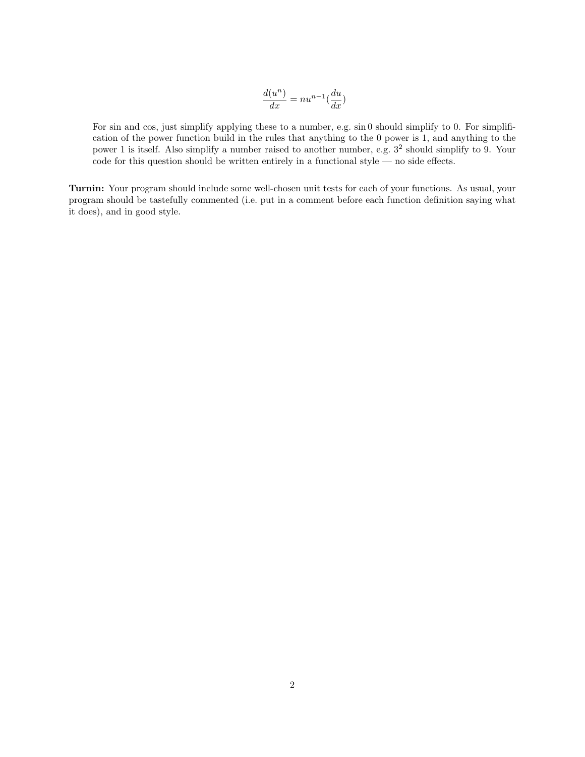$$\frac{d(u^n)}{dx} = nu^{n-1}(\frac{du}{dx})$$

For sin and cos, just simplify applying these to a number, e.g. $\sin 0$ should simplify to 0. For simplification of the power function build in the rules that anything to the 0 power is 1, and anything to the power 1 is itself. Also simplify a number raised to another number, e.g. $3^2$ should simplify to 9. Your code for this question should be written entirely in a functional style — no side effects.

**Turnin:** Your program should include some well-chosen unit tests for each of your functions. As usual, your program should be tastefully commented (i.e. put in a comment before each function definition saying what it does), and in good style.